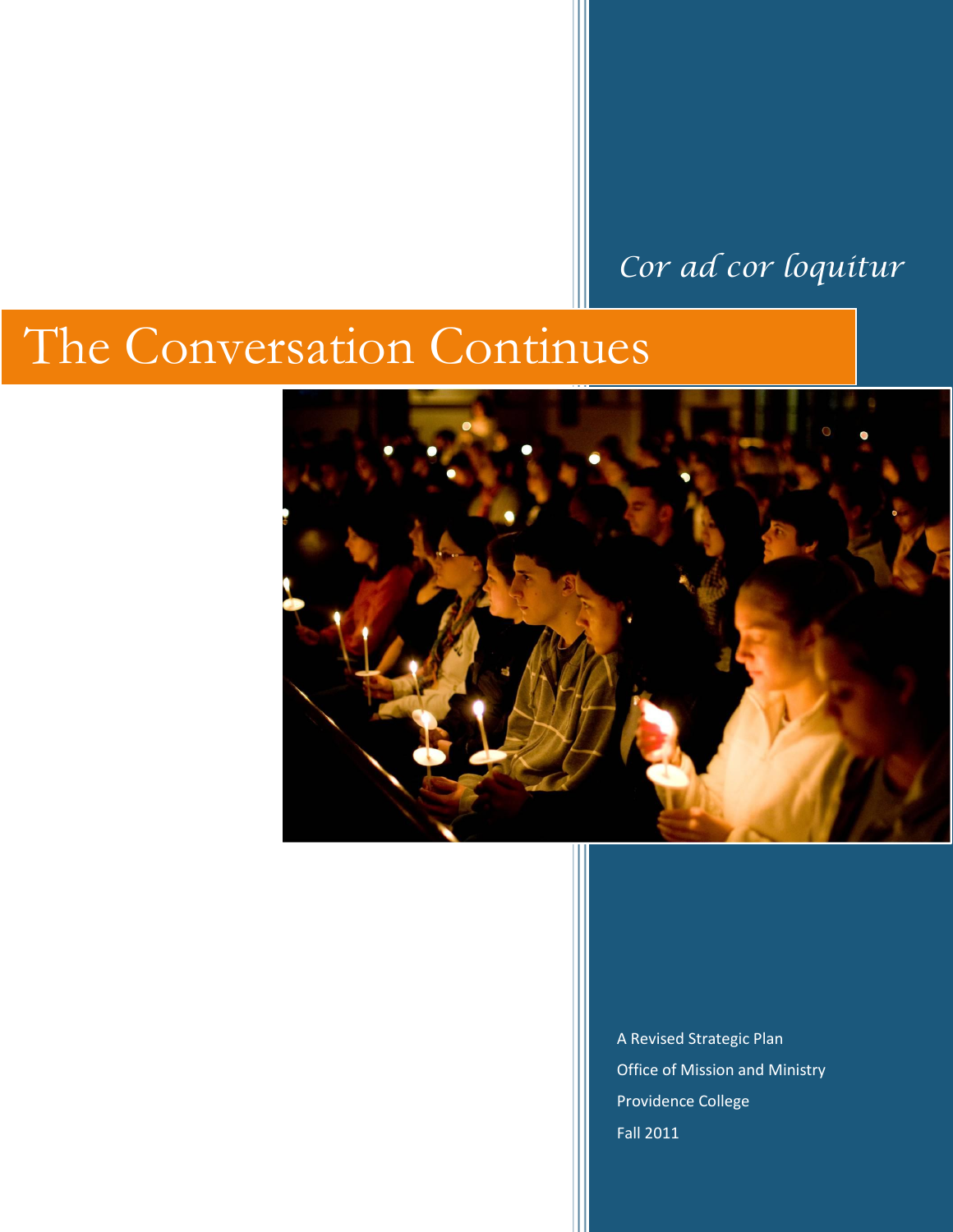*Cor ad cor loquitur*

# The Conversation Continues

A Revised Strategic Plan

Office of Mission and Ministry

Providence College

Fall 2011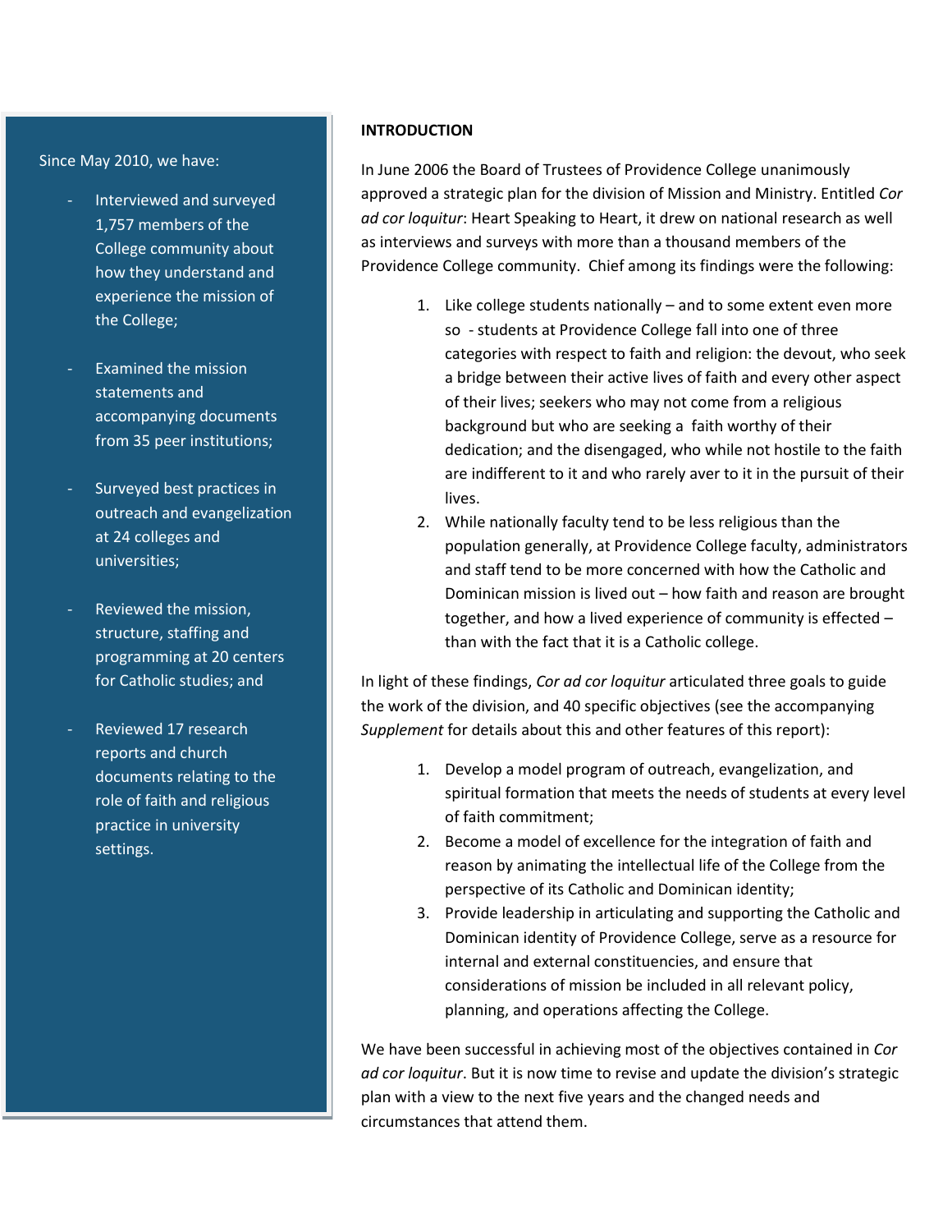Since May 2010, we have:

- Interviewed and surveyed 1,757 members of the College community about how they understand and experience the mission of the College;
- Examined the mission statements and accompanying documents from 35 peer institutions;
- Surveyed best practices in outreach and evangelization at 24 colleges and universities;
- Reviewed the mission, structure, staffing and programming at 20 centers for Catholic studies; and
- Reviewed 17 research reports and church documents relating to the role of faith and religious practice in university settings.

**INTRODUCTION**

In June 2006 the Board of Trustees of Providence College unanimously approved a strategic plan for the division of Mission and Ministry. Entitled *Cor ad cor loquitur*: Heart Speaking to Heart, it drew on national research as well as interviews and surveys with more than a thousand members of the Providence College community. Chief among its findings were the following:

1. Like college students nationally – and to some extent even more so - students at Providence College fall into one of three categories with respect to faith and religion: the devout, who seek a bridge between their active lives of faith and every other aspect of their lives; seekers who may not come from a religious background but who are seeking a faith worthy of their dedication; and the disengaged, who while not hostile to the faith are indifferent to it and who rarely aver to it in the pursuit of their lives.
2. While nationally faculty tend to be less religious than the population generally, at Providence College faculty, administrators and staff tend to be more concerned with how the Catholic and Dominican mission is lived out – how faith and reason are brought together, and how a lived experience of community is effected – than with the fact that it is a Catholic college.

In light of these findings, *Cor ad cor loquitur* articulated three goals to guide the work of the division, and 40 specific objectives (see the accompanying *Supplement* for details about this and other features of this report):

1. Develop a model program of outreach, evangelization, and spiritual formation that meets the needs of students at every level of faith commitment;
2. Become a model of excellence for the integration of faith and reason by animating the intellectual life of the College from the perspective of its Catholic and Dominican identity;
3. Provide leadership in articulating and supporting the Catholic and Dominican identity of Providence College, serve as a resource for internal and external constituencies, and ensure that considerations of mission be included in all relevant policy, planning, and operations affecting the College.

We have been successful in achieving most of the objectives contained in *Cor ad cor loquitur*. But it is now time to revise and update the division's strategic plan with a view to the next five years and the changed needs and circumstances that attend them.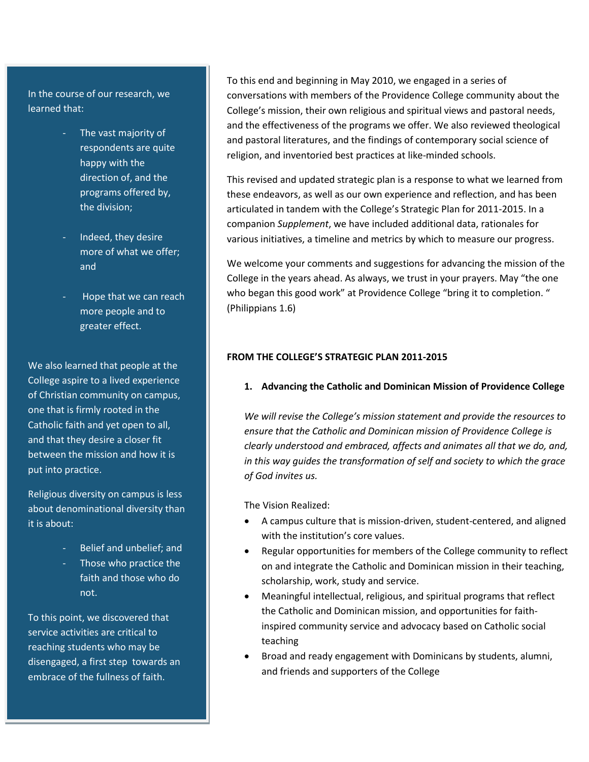In the course of our research, we learned that:

- The vast majority of respondents are quite happy with the direction of, and the programs offered by, the division;
- Indeed, they desire more of what we offer; and
- Hope that we can reach more people and to greater effect.

We also learned that people at the College aspire to a lived experience of Christian community on campus, one that is firmly rooted in the Catholic faith and yet open to all, and that they desire a closer fit between the mission and how it is put into practice.

Religious diversity on campus is less about denominational diversity than it is about:

- Belief and unbelief; and
- Those who practice the faith and those who do not.

To this point, we discovered that service activities are critical to reaching students who may be disengaged, a first step towards an embrace of the fullness of faith.

To this end and beginning in May 2010, we engaged in a series of conversations with members of the Providence College community about the College's mission, their own religious and spiritual views and pastoral needs, and the effectiveness of the programs we offer. We also reviewed theological and pastoral literatures, and the findings of contemporary social science of religion, and inventoried best practices at like-minded schools.

This revised and updated strategic plan is a response to what we learned from these endeavors, as well as our own experience and reflection, and has been articulated in tandem with the College's Strategic Plan for 2011-2015. In a companion *Supplement*, we have included additional data, rationales for various initiatives, a timeline and metrics by which to measure our progress.

We welcome your comments and suggestions for advancing the mission of the College in the years ahead. As always, we trust in your prayers. May "the one who began this good work" at Providence College "bring it to completion. " (Philippians 1.6)

**FROM THE COLLEGE'S STRATEGIC PLAN 2011-2015**

**1. Advancing the Catholic and Dominican Mission of Providence College**

*We will revise the College's mission statement and provide the resources to ensure that the Catholic and Dominican mission of Providence College is clearly understood and embraced, affects and animates all that we do, and, in this way guides the transformation of self and society to which the grace of God invites us.*

The Vision Realized:

- A campus culture that is mission-driven, student-centered, and aligned with the institution's core values.
- Regular opportunities for members of the College community to reflect on and integrate the Catholic and Dominican mission in their teaching, scholarship, work, study and service.
- Meaningful intellectual, religious, and spiritual programs that reflect the Catholic and Dominican mission, and opportunities for faith-inspired community service and advocacy based on Catholic social teaching
- Broad and ready engagement with Dominicans by students, alumni, and friends and supporters of the College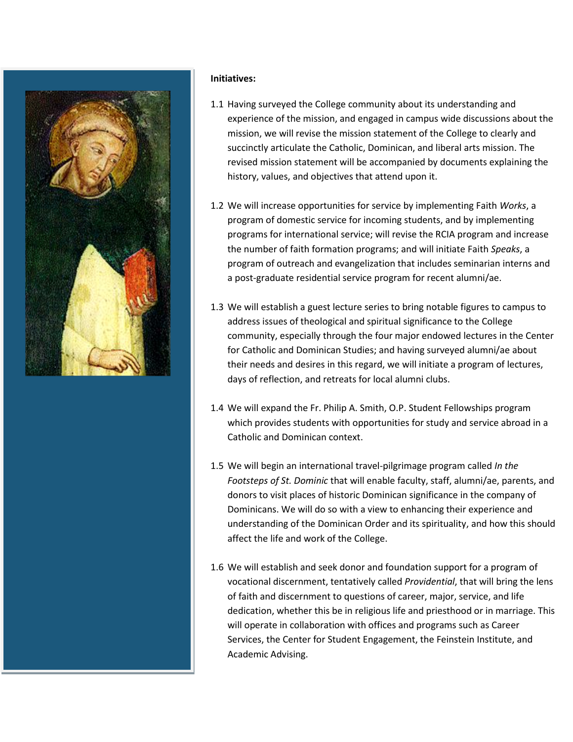**Initiatives:**

1.1 Having surveyed the College community about its understanding and experience of the mission, and engaged in campus wide discussions about the mission, we will revise the mission statement of the College to clearly and succinctly articulate the Catholic, Dominican, and liberal arts mission. The revised mission statement will be accompanied by documents explaining the history, values, and objectives that attend upon it.

1.2 We will increase opportunities for service by implementing Faith *Works*, a program of domestic service for incoming students, and by implementing programs for international service; will revise the RCIA program and increase the number of faith formation programs; and will initiate Faith *Speaks*, a program of outreach and evangelization that includes seminarian interns and a post-graduate residential service program for recent alumni/ae.

1.3 We will establish a guest lecture series to bring notable figures to campus to address issues of theological and spiritual significance to the College community, especially through the four major endowed lectures in the Center for Catholic and Dominican Studies; and having surveyed alumni/ae about their needs and desires in this regard, we will initiate a program of lectures, days of reflection, and retreats for local alumni clubs.

1.4 We will expand the Fr. Philip A. Smith, O.P. Student Fellowships program which provides students with opportunities for study and service abroad in a Catholic and Dominican context.

1.5 We will begin an international travel-pilgrimage program called *In the Footsteps of St. Dominic* that will enable faculty, staff, alumni/ae, parents, and donors to visit places of historic Dominican significance in the company of Dominicans. We will do so with a view to enhancing their experience and understanding of the Dominican Order and its spirituality, and how this should affect the life and work of the College.

1.6 We will establish and seek donor and foundation support for a program of vocational discernment, tentatively called *Providential*, that will bring the lens of faith and discernment to questions of career, major, service, and life dedication, whether this be in religious life and priesthood or in marriage. This will operate in collaboration with offices and programs such as Career Services, the Center for Student Engagement, the Feinstein Institute, and Academic Advising.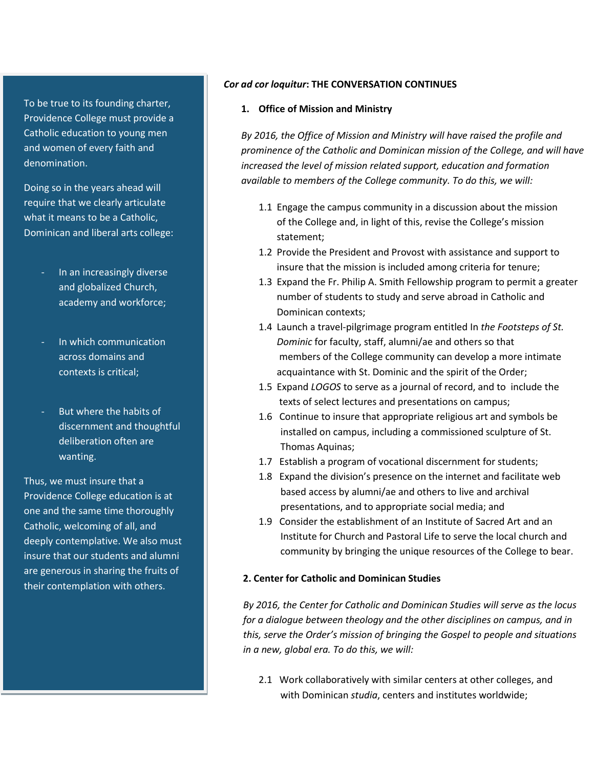To be true to its founding charter, Providence College must provide a Catholic education to young men and women of every faith and denomination.

Doing so in the years ahead will require that we clearly articulate what it means to be a Catholic, Dominican and liberal arts college:

- In an increasingly diverse and globalized Church, academy and workforce;
- In which communication across domains and contexts is critical;
- But where the habits of discernment and thoughtful deliberation often are wanting.

Thus, we must insure that a Providence College education is at one and the same time thoroughly Catholic, welcoming of all, and deeply contemplative. We also must insure that our students and alumni are generous in sharing the fruits of their contemplation with others.

## ***Cor ad cor loquitur*: THE CONVERSATION CONTINUES**

### 1. Office of Mission and Ministry

*By 2016, the Office of Mission and Ministry will have raised the profile and prominence of the Catholic and Dominican mission of the College, and will have increased the level of mission related support, education and formation available to members of the College community. To do this, we will:*

1.1 Engage the campus community in a discussion about the mission of the College and, in light of this, revise the College's mission statement;

1.2 Provide the President and Provost with assistance and support to insure that the mission is included among criteria for tenure;

1.3 Expand the Fr. Philip A. Smith Fellowship program to permit a greater number of students to study and serve abroad in Catholic and Dominican contexts;

1.4 Launch a travel-pilgrimage program entitled In *the Footsteps of St. Dominic* for faculty, staff, alumni/ae and others so that members of the College community can develop a more intimate acquaintance with St. Dominic and the spirit of the Order;

1.5 Expand *LOGOS* to serve as a journal of record, and to include the texts of select lectures and presentations on campus;

1.6 Continue to insure that appropriate religious art and symbols be installed on campus, including a commissioned sculpture of St. Thomas Aquinas;

1.7 Establish a program of vocational discernment for students;

1.8 Expand the division's presence on the internet and facilitate web based access by alumni/ae and others to live and archival presentations, and to appropriate social media; and

1.9 Consider the establishment of an Institute of Sacred Art and an Institute for Church and Pastoral Life to serve the local church and community by bringing the unique resources of the College to bear.

### 2. Center for Catholic and Dominican Studies

*By 2016, the Center for Catholic and Dominican Studies will serve as the locus for a dialogue between theology and the other disciplines on campus, and in this, serve the Order's mission of bringing the Gospel to people and situations in a new, global era. To do this, we will:*

2.1 Work collaboratively with similar centers at other colleges, and with Dominican *studia*, centers and institutes worldwide;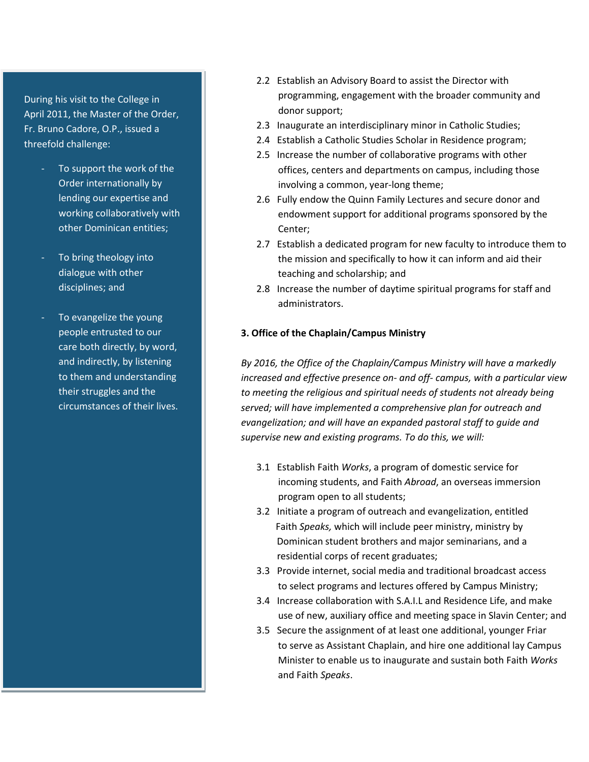During his visit to the College in April 2011, the Master of the Order, Fr. Bruno Cadore, O.P., issued a threefold challenge:

- To support the work of the Order internationally by lending our expertise and working collaboratively with other Dominican entities;
- To bring theology into dialogue with other disciplines; and
- To evangelize the young people entrusted to our care both directly, by word, and indirectly, by listening to them and understanding their struggles and the circumstances of their lives.

2.2 Establish an Advisory Board to assist the Director with programming, engagement with the broader community and donor support;

2.3 Inaugurate an interdisciplinary minor in Catholic Studies;

2.4 Establish a Catholic Studies Scholar in Residence program;

2.5 Increase the number of collaborative programs with other offices, centers and departments on campus, including those involving a common, year-long theme;

2.6 Fully endow the Quinn Family Lectures and secure donor and endowment support for additional programs sponsored by the Center;

2.7 Establish a dedicated program for new faculty to introduce them to the mission and specifically to how it can inform and aid their teaching and scholarship; and

2.8 Increase the number of daytime spiritual programs for staff and administrators.

**3. Office of the Chaplain/Campus Ministry**

*By 2016, the Office of the Chaplain/Campus Ministry will have a markedly increased and effective presence on- and off- campus, with a particular view to meeting the religious and spiritual needs of students not already being served; will have implemented a comprehensive plan for outreach and evangelization; and will have an expanded pastoral staff to guide and supervise new and existing programs. To do this, we will:*

3.1 Establish Faith *Works*, a program of domestic service for incoming students, and Faith *Abroad*, an overseas immersion program open to all students;

3.2 Initiate a program of outreach and evangelization, entitled Faith *Speaks,* which will include peer ministry, ministry by Dominican student brothers and major seminarians, and a residential corps of recent graduates;

3.3 Provide internet, social media and traditional broadcast access to select programs and lectures offered by Campus Ministry;

3.4 Increase collaboration with S.A.I.L and Residence Life, and make use of new, auxiliary office and meeting space in Slavin Center; and

3.5 Secure the assignment of at least one additional, younger Friar to serve as Assistant Chaplain, and hire one additional lay Campus Minister to enable us to inaugurate and sustain both Faith *Works* and Faith *Speaks*.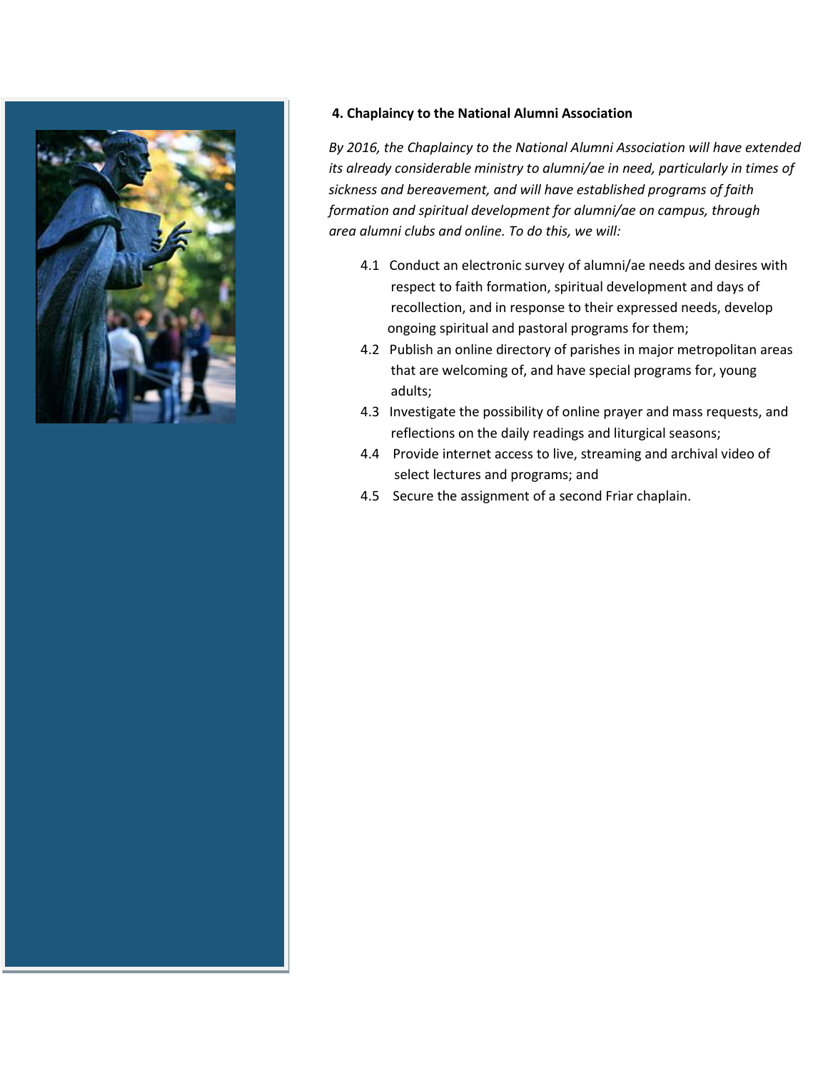### 4. Chaplaincy to the National Alumni Association

*By 2016, the Chaplaincy to the National Alumni Association will have extended its already considerable ministry to alumni/ae in need, particularly in times of sickness and bereavement, and will have established programs of faith formation and spiritual development for alumni/ae on campus, through area alumni clubs and online. To do this, we will:*

- 4.1 Conduct an electronic survey of alumni/ae needs and desires with respect to faith formation, spiritual development and days of recollection, and in response to their expressed needs, develop ongoing spiritual and pastoral programs for them;
- 4.2 Publish an online directory of parishes in major metropolitan areas that are welcoming of, and have special programs for, young adults;
- 4.3 Investigate the possibility of online prayer and mass requests, and reflections on the daily readings and liturgical seasons;
- 4.4 Provide internet access to live, streaming and archival video of select lectures and programs; and
- 4.5 Secure the assignment of a second Friar chaplain.